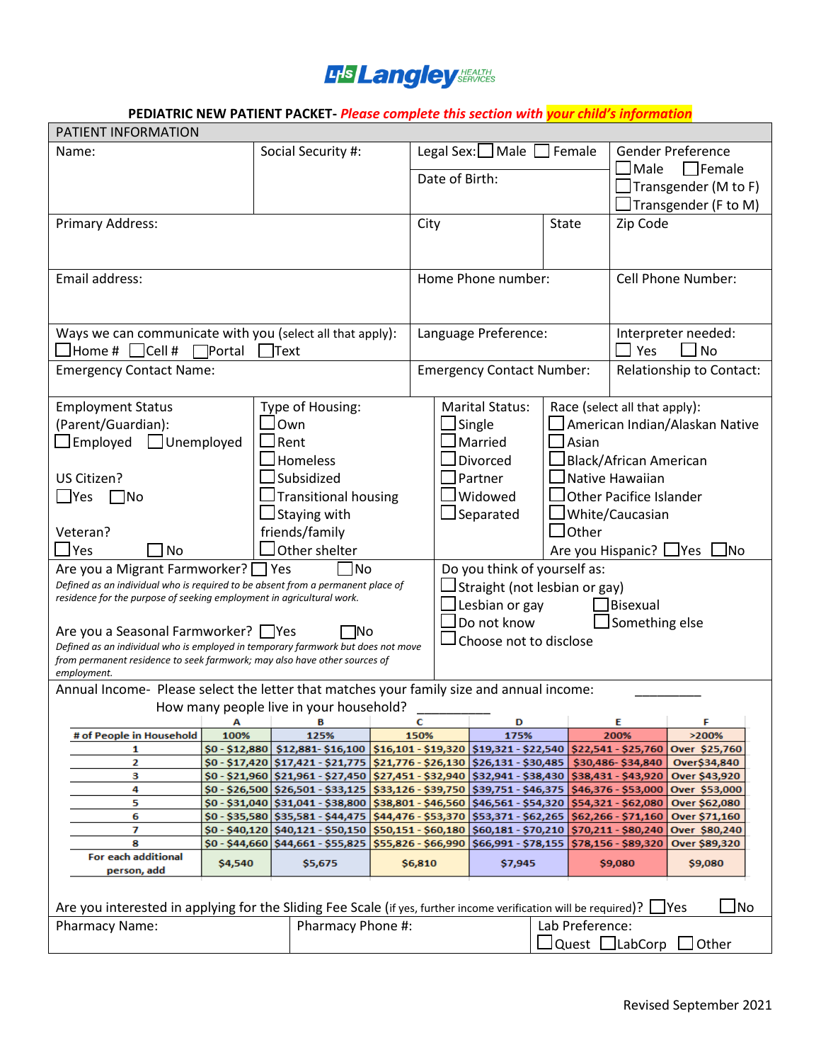**Langley** HEALTH SERVICES

**PEDIATRIC NEW PATIENT PACKET-** *Please complete this section with your child's information*

PATIENT INFORMATION

| | | | |
|---|---|---|---|
| Name: | Social Security #: | Legal Sex: ☐ Male ☐ Female<br>Date of Birth: | Gender Preference<br>☐ Male ☐ Female<br>☐ Transgender (M to F)<br>☐ Transgender (F to M) |
| Primary Address: | City | State | Zip Code |
| Email address: | | Home Phone number: | Cell Phone Number: |
| Ways we can communicate with you (select all that apply):<br>☐ Home # ☐ Cell # ☐ Portal ☐ Text | | Language Preference: | Interpreter needed:<br>☐ Yes ☐ No |
| Emergency Contact Name: | | Emergency Contact Number: | Relationship to Contact: |

| | | | |
|---|---|---|---|
| Employment Status (Parent/Guardian):<br>☐ Employed ☐ Unemployed<br><br>US Citizen?<br>☐ Yes ☐ No<br><br>Veteran?<br>☐ Yes ☐ No | Type of Housing:<br>☐ Own<br>☐ Rent<br>☐ Homeless<br>☐ Subsidized<br>☐ Transitional housing<br>☐ Staying with friends/family<br>☐ Other shelter | Marital Status:<br>☐ Single<br>☐ Married<br>☐ Divorced<br>☐ Partner<br>☐ Widowed<br>☐ Separated | Race (select all that apply):<br>☐ American Indian/Alaskan Native<br>☐ Asian<br>☐ Black/African American<br>☐ Native Hawaiian<br>☐ Other Pacifice Islander<br>☐ White/Caucasian<br>☐ Other<br>Are you Hispanic? ☐ Yes ☐ No |

Are you a Migrant Farmworker? ☐ Yes ☐ No
*Defined as an individual who is required to be absent from a permanent place of residence for the purpose of seeking employment in agricultural work.*

Are you a Seasonal Farmworker? ☐ Yes ☐ No
*Defined as an individual who is employed in temporary farmwork but does not move from permanent residence to seek farmwork; may also have other sources of employment.*

Do you think of yourself as:
☐ Straight (not lesbian or gay)
☐ Lesbian or gay ☐ Bisexual
☐ Do not know ☐ Something else
☐ Choose not to disclose

Annual Income- Please select the letter that matches your family size and annual income: __________

How many people live in your household? ___________

| | A | B | C | D | E | F |
|---|---|---|---|---|---|---|
| **# of People in Household** | **100%** | **125%** | **150%** | **175%** | **200%** | **>200%** |
| 1 | $0 - $12,880 | $12,881- $16,100 | $16,101 - $19,320 | $19,321 - $22,540 | $22,541 - $25,760 | Over $25,760 |
| 2 | $0 - $17,420 | $17,421 - $21,775 | $21,776 - $26,130 | $26,131 - $30,485 | $30,486- $34,840 | Over$34,840 |
| 3 | $0 - $21,960 | $21,961 - $27,450 | $27,451 - $32,940 | $32,941 - $38,430 | $38,431 - $43,920 | Over $43,920 |
| 4 | $0 - $26,500 | $26,501 - $33,125 | $33,126 - $39,750 | $39,751 - $46,375 | $46,376 - $53,000 | Over $53,000 |
| 5 | $0 - $31,040 | $31,041 - $38,800 | $38,801 - $46,560 | $46,561 - $54,320 | $54,321 - $62,080 | Over $62,080 |
| 6 | $0 - $35,580 | $35,581 - $44,475 | $44,476 - $53,370 | $53,371 - $62,265 | $62,266 - $71,160 | Over $71,160 |
| 7 | $0 - $40,120 | $40,121 - $50,150 | $50,151 - $60,180 | $60,181 - $70,210 | $70,211 - $80,240 | Over $80,240 |
| 8 | $0 - $44,660 | $44,661 - $55,825 | $55,826 - $66,990 | $66,991 - $78,155 | $78,156 - $89,320 | Over $89,320 |
| For each additional person, add | $4,540 | $5,675 | $6,810 | $7,945 | $9,080 | $9,080 |

Are you interested in applying for the Sliding Fee Scale (if yes, further income verification will be required)? ☐ Yes ☐ No

| | | |
|---|---|---|
| Pharmacy Name: | Pharmacy Phone #: | Lab Preference:<br>☐ Quest ☐ LabCorp ☐ Other |

Revised September 2021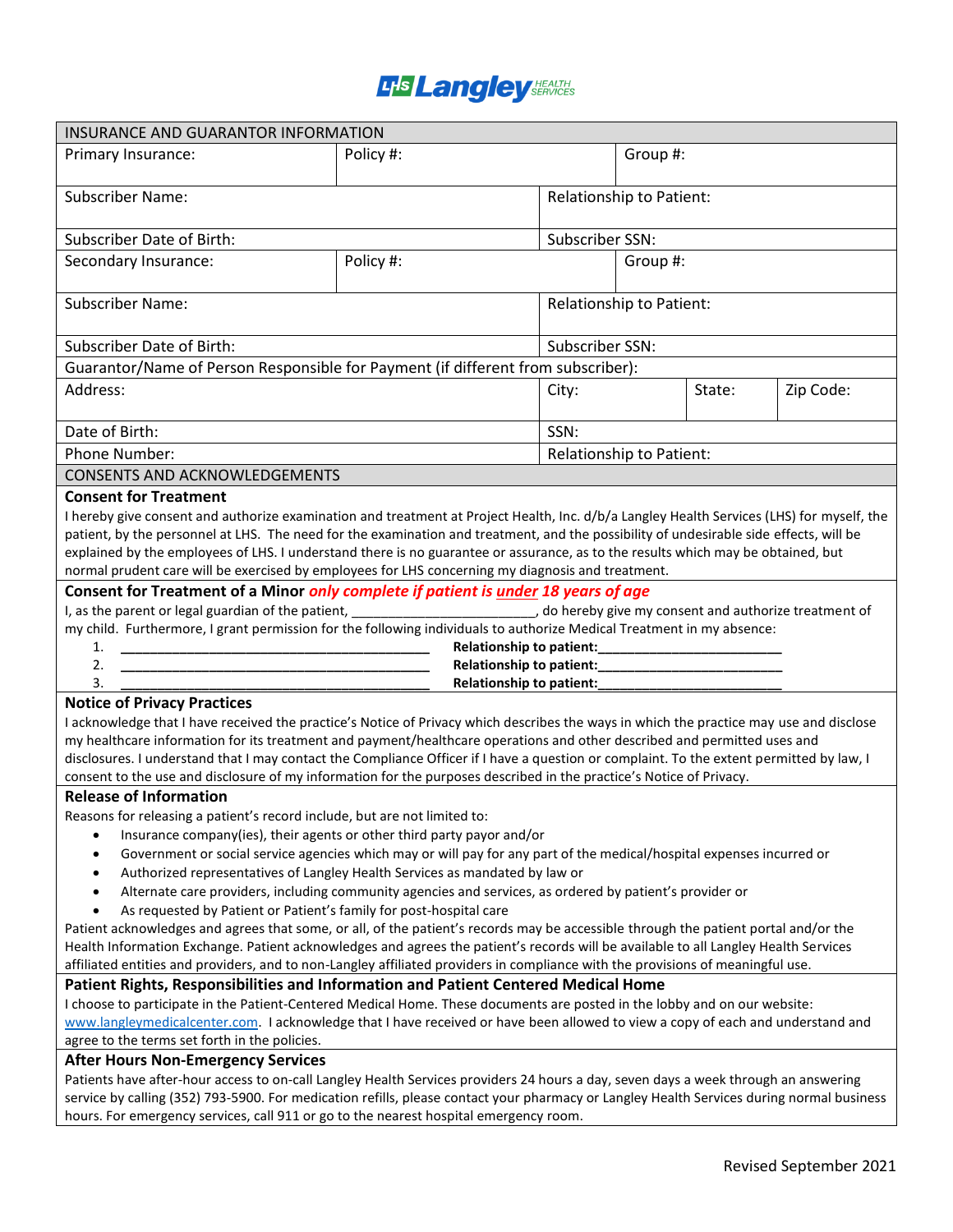**LHS Langley** HEALTH SERVICES

| INSURANCE AND GUARANTOR INFORMATION | | | | |
|---|---|---|---|---|
| Primary Insurance: | Policy #: | | Group #: | |
| Subscriber Name: | | Relationship to Patient: | | |
| Subscriber Date of Birth: | | Subscriber SSN: | | |
| Secondary Insurance: | Policy #: | | Group #: | |
| Subscriber Name: | | Relationship to Patient: | | |
| Subscriber Date of Birth: | | Subscriber SSN: | | |
| Guarantor/Name of Person Responsible for Payment (if different from subscriber): | | | | |
| Address: | | City: | State: | Zip Code: |
| Date of Birth: | | SSN: | | |
| Phone Number: | | Relationship to Patient: | | |

## CONSENTS AND ACKNOWLEDGEMENTS

### Consent for Treatment

I hereby give consent and authorize examination and treatment at Project Health, Inc. d/b/a Langley Health Services (LHS) for myself, the patient, by the personnel at LHS. The need for the examination and treatment, and the possibility of undesirable side effects, will be explained by the employees of LHS. I understand there is no guarantee or assurance, as to the results which may be obtained, but normal prudent care will be exercised by employees for LHS concerning my diagnosis and treatment.

### Consent for Treatment of a Minor *only complete if patient is under 18 years of age*

I, as the parent or legal guardian of the patient, ________________________, do hereby give my consent and authorize treatment of my child. Furthermore, I grant permission for the following individuals to authorize Medical Treatment in my absence:

1. ________________________________________ **Relationship to patient:________________________**
2. ________________________________________ **Relationship to patient:________________________**
3. ________________________________________ **Relationship to patient:________________________**

### Notice of Privacy Practices

I acknowledge that I have received the practice's Notice of Privacy which describes the ways in which the practice may use and disclose my healthcare information for its treatment and payment/healthcare operations and other described and permitted uses and disclosures. I understand that I may contact the Compliance Officer if I have a question or complaint. To the extent permitted by law, I consent to the use and disclosure of my information for the purposes described in the practice's Notice of Privacy.

### Release of Information

Reasons for releasing a patient's record include, but are not limited to:

- Insurance company(ies), their agents or other third party payor and/or
- Government or social service agencies which may or will pay for any part of the medical/hospital expenses incurred or
- Authorized representatives of Langley Health Services as mandated by law or
- Alternate care providers, including community agencies and services, as ordered by patient's provider or
- As requested by Patient or Patient's family for post-hospital care

Patient acknowledges and agrees that some, or all, of the patient's records may be accessible through the patient portal and/or the Health Information Exchange. Patient acknowledges and agrees the patient's records will be available to all Langley Health Services affiliated entities and providers, and to non-Langley affiliated providers in compliance with the provisions of meaningful use.

### Patient Rights, Responsibilities and Information and Patient Centered Medical Home

I choose to participate in the Patient-Centered Medical Home. These documents are posted in the lobby and on our website: www.langleymedicalcenter.com. I acknowledge that I have received or have been allowed to view a copy of each and understand and agree to the terms set forth in the policies.

### After Hours Non-Emergency Services

Patients have after-hour access to on-call Langley Health Services providers 24 hours a day, seven days a week through an answering service by calling (352) 793-5900. For medication refills, please contact your pharmacy or Langley Health Services during normal business hours. For emergency services, call 911 or go to the nearest hospital emergency room.

Revised September 2021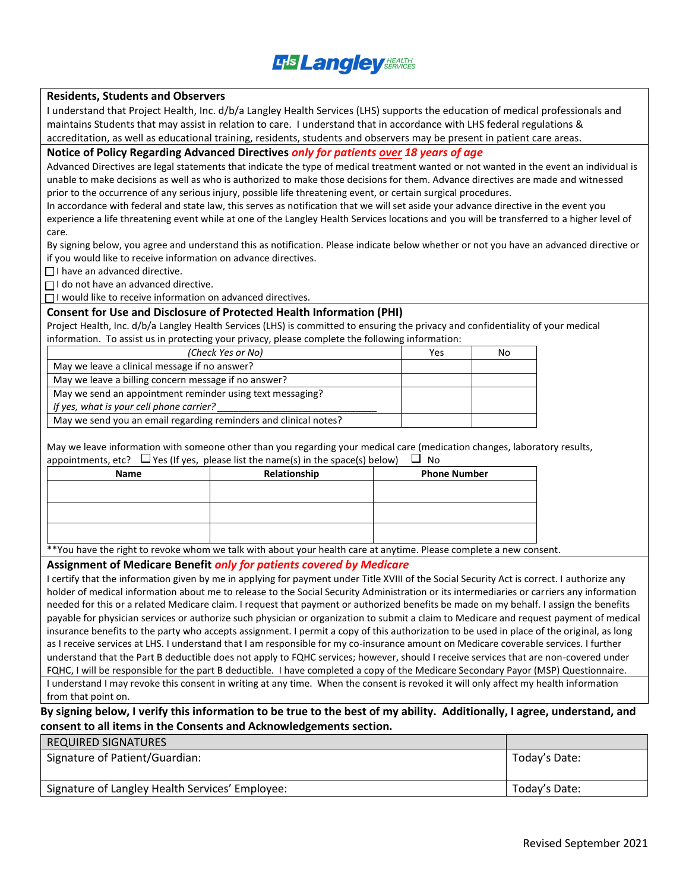LHS Langley HEALTH SERVICES

## Residents, Students and Observers

I understand that Project Health, Inc. d/b/a Langley Health Services (LHS) supports the education of medical professionals and maintains Students that may assist in relation to care. I understand that in accordance with LHS federal regulations & accreditation, as well as educational training, residents, students and observers may be present in patient care areas.

## Notice of Policy Regarding Advanced Directives *only for patients over 18 years of age*

Advanced Directives are legal statements that indicate the type of medical treatment wanted or not wanted in the event an individual is unable to make decisions as well as who is authorized to make those decisions for them. Advance directives are made and witnessed prior to the occurrence of any serious injury, possible life threatening event, or certain surgical procedures.

In accordance with federal and state law, this serves as notification that we will set aside your advance directive in the event you experience a life threatening event while at one of the Langley Health Services locations and you will be transferred to a higher level of care.

By signing below, you agree and understand this as notification. Please indicate below whether or not you have an advanced directive or if you would like to receive information on advance directives.

☐ I have an advanced directive.
☐ I do not have an advanced directive.
☐ I would like to receive information on advanced directives.

## Consent for Use and Disclosure of Protected Health Information (PHI)

Project Health, Inc. d/b/a Langley Health Services (LHS) is committed to ensuring the privacy and confidentiality of your medical information. To assist us in protecting your privacy, please complete the following information:

| *(Check Yes or No)* | Yes | No |
|---|---|---|
| May we leave a clinical message if no answer? | | |
| May we leave a billing concern message if no answer? | | |
| May we send an appointment reminder using text messaging? *If yes, what is your cell phone carrier?* ______________________________ | | |
| May we send you an email regarding reminders and clinical notes? | | |

May we leave information with someone other than you regarding your medical care (medication changes, laboratory results, appointments, etc? ☐ Yes (If yes, please list the name(s) in the space(s) below) ☐ No

| Name | Relationship | Phone Number |
|---|---|---|
| | | |
| | | |
| | | |

**You have the right to revoke whom we talk with about your health care at anytime. Please complete a new consent.

## Assignment of Medicare Benefit *only for patients covered by Medicare*

I certify that the information given by me in applying for payment under Title XVIII of the Social Security Act is correct. I authorize any holder of medical information about me to release to the Social Security Administration or its intermediaries or carriers any information needed for this or a related Medicare claim. I request that payment or authorized benefits be made on my behalf. I assign the benefits payable for physician services or authorize such physician or organization to submit a claim to Medicare and request payment of medical insurance benefits to the party who accepts assignment. I permit a copy of this authorization to be used in place of the original, as long as I receive services at LHS. I understand that I am responsible for my co-insurance amount on Medicare coverable services. I further understand that the Part B deductible does not apply to FQHC services; however, should I receive services that are non-covered under FQHC, I will be responsible for the part B deductible. I have completed a copy of the Medicare Secondary Payor (MSP) Questionnaire.

I understand I may revoke this consent in writing at any time. When the consent is revoked it will only affect my health information from that point on.

**By signing below, I verify this information to be true to the best of my ability. Additionally, I agree, understand, and consent to all items in the Consents and Acknowledgements section.**

| REQUIRED SIGNATURES | |
|---|---|
| Signature of Patient/Guardian: | Today's Date: |
| Signature of Langley Health Services' Employee: | Today's Date: |

Revised September 2021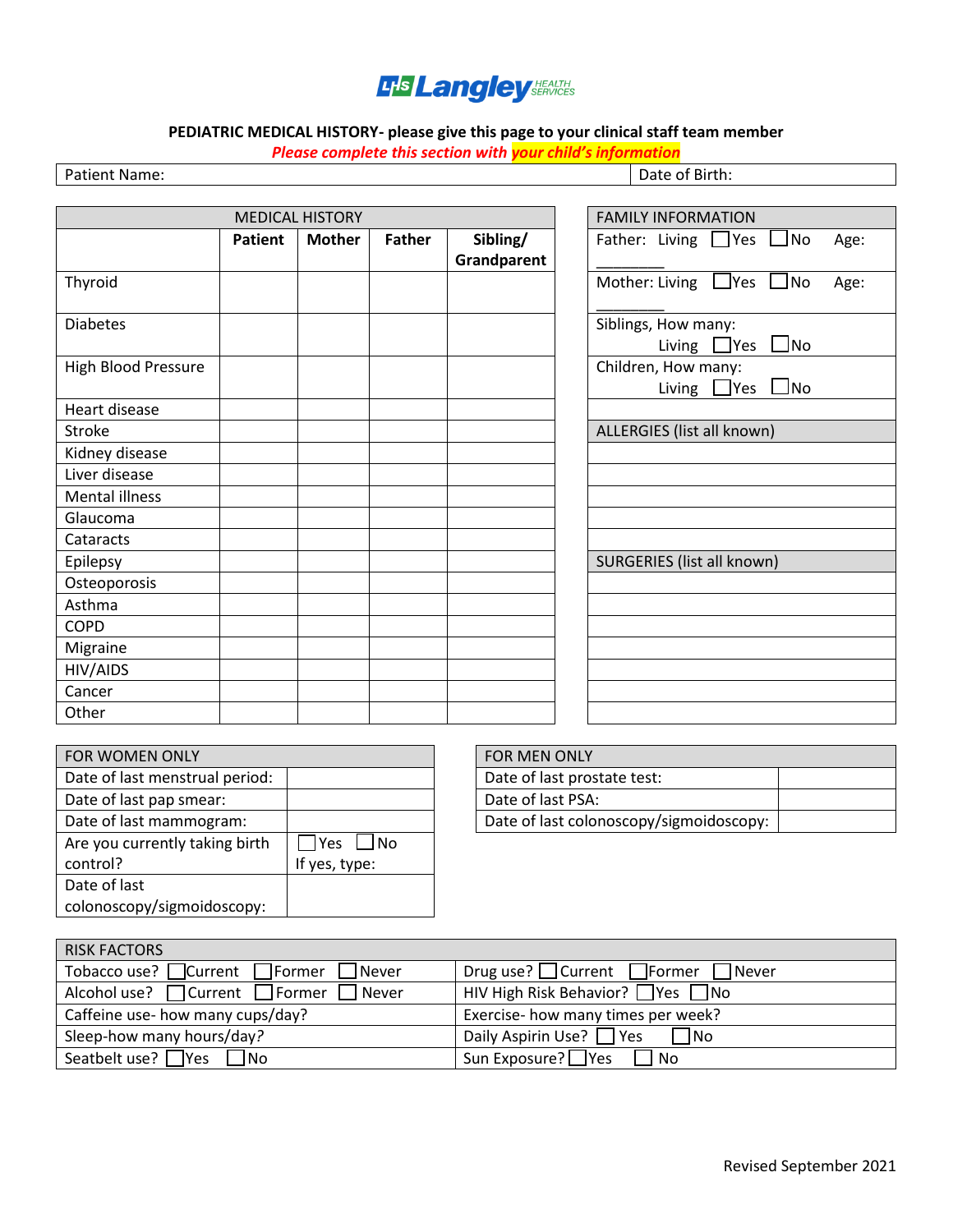Langley HEALTH SERVICES

**PEDIATRIC MEDICAL HISTORY- please give this page to your clinical staff team member**

***Please complete this section with your child's information***

| Patient Name: | Date of Birth: |
|---|---|

| MEDICAL HISTORY | | | | |
|---|---|---|---|---|
| | **Patient** | **Mother** | **Father** | **Sibling/ Grandparent** |
| Thyroid | | | | |
| Diabetes | | | | |
| High Blood Pressure | | | | |
| Heart disease | | | | |
| Stroke | | | | |
| Kidney disease | | | | |
| Liver disease | | | | |
| Mental illness | | | | |
| Glaucoma | | | | |
| Cataracts | | | | |
| Epilepsy | | | | |
| Osteoporosis | | | | |
| Asthma | | | | |
| COPD | | | | |
| Migraine | | | | |
| HIV/AIDS | | | | |
| Cancer | | | | |
| Other | | | | |

| FAMILY INFORMATION |
|---|
| Father: Living ☐Yes ☐No Age: ________ |
| Mother: Living ☐Yes ☐No Age: ________ |
| Siblings, How many: Living ☐Yes ☐No |
| Children, How many: Living ☐Yes ☐No |

| ALLERGIES (list all known) |
|---|
| |
| |
| |
| |
| |

| SURGERIES (list all known) |
|---|
| |
| |
| |
| |
| |
| |
| |

| FOR WOMEN ONLY | |
|---|---|
| Date of last menstrual period: | |
| Date of last pap smear: | |
| Date of last mammogram: | |
| Are you currently taking birth control? | ☐Yes ☐No If yes, type: |
| Date of last colonoscopy/sigmoidoscopy: | |

| FOR MEN ONLY | |
|---|---|
| Date of last prostate test: | |
| Date of last PSA: | |
| Date of last colonoscopy/sigmoidoscopy: | |

| RISK FACTORS | |
|---|---|
| Tobacco use? ☐Current ☐Former ☐Never | Drug use? ☐Current ☐Former ☐Never |
| Alcohol use? ☐Current ☐Former ☐Never | HIV High Risk Behavior? ☐Yes ☐No |
| Caffeine use- how many cups/day? | Exercise- how many times per week? |
| Sleep-how many hours/day? | Daily Aspirin Use? ☐Yes ☐No |
| Seatbelt use? ☐Yes ☐No | Sun Exposure? ☐Yes ☐No |

Revised September 2021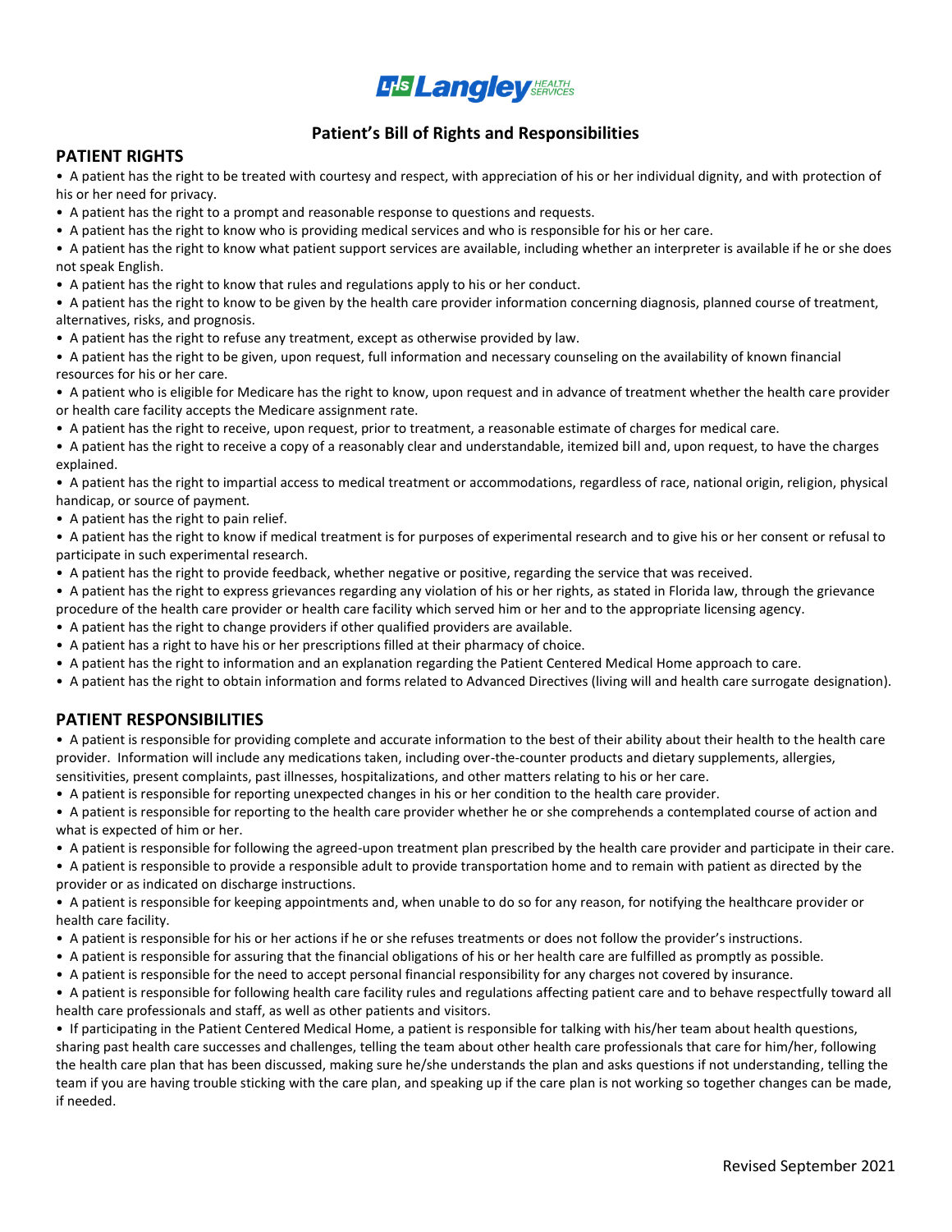LHS Langley HEALTH SERVICES

## Patient's Bill of Rights and Responsibilities

### PATIENT RIGHTS

- A patient has the right to be treated with courtesy and respect, with appreciation of his or her individual dignity, and with protection of his or her need for privacy.
- A patient has the right to a prompt and reasonable response to questions and requests.
- A patient has the right to know who is providing medical services and who is responsible for his or her care.
- A patient has the right to know what patient support services are available, including whether an interpreter is available if he or she does not speak English.
- A patient has the right to know that rules and regulations apply to his or her conduct.
- A patient has the right to know to be given by the health care provider information concerning diagnosis, planned course of treatment, alternatives, risks, and prognosis.
- A patient has the right to refuse any treatment, except as otherwise provided by law.
- A patient has the right to be given, upon request, full information and necessary counseling on the availability of known financial resources for his or her care.
- A patient who is eligible for Medicare has the right to know, upon request and in advance of treatment whether the health care provider or health care facility accepts the Medicare assignment rate.
- A patient has the right to receive, upon request, prior to treatment, a reasonable estimate of charges for medical care.
- A patient has the right to receive a copy of a reasonably clear and understandable, itemized bill and, upon request, to have the charges explained.
- A patient has the right to impartial access to medical treatment or accommodations, regardless of race, national origin, religion, physical handicap, or source of payment.
- A patient has the right to pain relief.
- A patient has the right to know if medical treatment is for purposes of experimental research and to give his or her consent or refusal to participate in such experimental research.
- A patient has the right to provide feedback, whether negative or positive, regarding the service that was received.
- A patient has the right to express grievances regarding any violation of his or her rights, as stated in Florida law, through the grievance procedure of the health care provider or health care facility which served him or her and to the appropriate licensing agency.
- A patient has the right to change providers if other qualified providers are available.
- A patient has a right to have his or her prescriptions filled at their pharmacy of choice.
- A patient has the right to information and an explanation regarding the Patient Centered Medical Home approach to care.
- A patient has the right to obtain information and forms related to Advanced Directives (living will and health care surrogate designation).

### PATIENT RESPONSIBILITIES

- A patient is responsible for providing complete and accurate information to the best of their ability about their health to the health care provider. Information will include any medications taken, including over-the-counter products and dietary supplements, allergies, sensitivities, present complaints, past illnesses, hospitalizations, and other matters relating to his or her care.
- A patient is responsible for reporting unexpected changes in his or her condition to the health care provider.
- A patient is responsible for reporting to the health care provider whether he or she comprehends a contemplated course of action and what is expected of him or her.
- A patient is responsible for following the agreed-upon treatment plan prescribed by the health care provider and participate in their care.
- A patient is responsible to provide a responsible adult to provide transportation home and to remain with patient as directed by the provider or as indicated on discharge instructions.
- A patient is responsible for keeping appointments and, when unable to do so for any reason, for notifying the healthcare provider or health care facility.
- A patient is responsible for his or her actions if he or she refuses treatments or does not follow the provider's instructions.
- A patient is responsible for assuring that the financial obligations of his or her health care are fulfilled as promptly as possible.
- A patient is responsible for the need to accept personal financial responsibility for any charges not covered by insurance.
- A patient is responsible for following health care facility rules and regulations affecting patient care and to behave respectfully toward all health care professionals and staff, as well as other patients and visitors.
- If participating in the Patient Centered Medical Home, a patient is responsible for talking with his/her team about health questions, sharing past health care successes and challenges, telling the team about other health care professionals that care for him/her, following the health care plan that has been discussed, making sure he/she understands the plan and asks questions if not understanding, telling the team if you are having trouble sticking with the care plan, and speaking up if the care plan is not working so together changes can be made, if needed.

Revised September 2021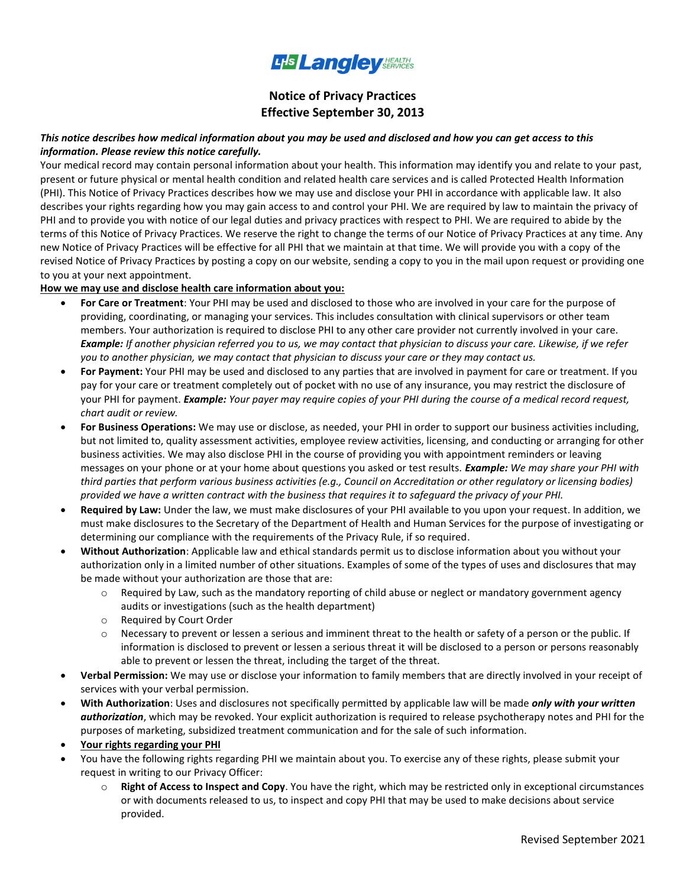LHS Langley HEALTH SERVICES

# Notice of Privacy Practices
## Effective September 30, 2013

***This notice describes how medical information about you may be used and disclosed and how you can get access to this information. Please review this notice carefully.***

Your medical record may contain personal information about your health. This information may identify you and relate to your past, present or future physical or mental health condition and related health care services and is called Protected Health Information (PHI). This Notice of Privacy Practices describes how we may use and disclose your PHI in accordance with applicable law. It also describes your rights regarding how you may gain access to and control your PHI. We are required by law to maintain the privacy of PHI and to provide you with notice of our legal duties and privacy practices with respect to PHI. We are required to abide by the terms of this Notice of Privacy Practices. We reserve the right to change the terms of our Notice of Privacy Practices at any time. Any new Notice of Privacy Practices will be effective for all PHI that we maintain at that time. We will provide you with a copy of the revised Notice of Privacy Practices by posting a copy on our website, sending a copy to you in the mail upon request or providing one to you at your next appointment.

**How we may use and disclose health care information about you:**

- **For Care or Treatment**: Your PHI may be used and disclosed to those who are involved in your care for the purpose of providing, coordinating, or managing your services. This includes consultation with clinical supervisors or other team members. Your authorization is required to disclose PHI to any other care provider not currently involved in your care. ***Example:*** *If another physician referred you to us, we may contact that physician to discuss your care. Likewise, if we refer you to another physician, we may contact that physician to discuss your care or they may contact us.*
- **For Payment:** Your PHI may be used and disclosed to any parties that are involved in payment for care or treatment. If you pay for your care or treatment completely out of pocket with no use of any insurance, you may restrict the disclosure of your PHI for payment. ***Example:*** *Your payer may require copies of your PHI during the course of a medical record request, chart audit or review.*
- **For Business Operations:** We may use or disclose, as needed, your PHI in order to support our business activities including, but not limited to, quality assessment activities, employee review activities, licensing, and conducting or arranging for other business activities. We may also disclose PHI in the course of providing you with appointment reminders or leaving messages on your phone or at your home about questions you asked or test results. ***Example:*** *We may share your PHI with third parties that perform various business activities (e.g., Council on Accreditation or other regulatory or licensing bodies) provided we have a written contract with the business that requires it to safeguard the privacy of your PHI.*
- **Required by Law:** Under the law, we must make disclosures of your PHI available to you upon your request. In addition, we must make disclosures to the Secretary of the Department of Health and Human Services for the purpose of investigating or determining our compliance with the requirements of the Privacy Rule, if so required.
- **Without Authorization**: Applicable law and ethical standards permit us to disclose information about you without your authorization only in a limited number of other situations. Examples of some of the types of uses and disclosures that may be made without your authorization are those that are:
  - Required by Law, such as the mandatory reporting of child abuse or neglect or mandatory government agency audits or investigations (such as the health department)
  - Required by Court Order
  - Necessary to prevent or lessen a serious and imminent threat to the health or safety of a person or the public. If information is disclosed to prevent or lessen a serious threat it will be disclosed to a person or persons reasonably able to prevent or lessen the threat, including the target of the threat.
- **Verbal Permission:** We may use or disclose your information to family members that are directly involved in your receipt of services with your verbal permission.
- **With Authorization**: Uses and disclosures not specifically permitted by applicable law will be made ***only with your written authorization***, which may be revoked. Your explicit authorization is required to release psychotherapy notes and PHI for the purposes of marketing, subsidized treatment communication and for the sale of such information.
- **Your rights regarding your PHI**
- You have the following rights regarding PHI we maintain about you. To exercise any of these rights, please submit your request in writing to our Privacy Officer:
  - **Right of Access to Inspect and Copy**. You have the right, which may be restricted only in exceptional circumstances or with documents released to us, to inspect and copy PHI that may be used to make decisions about service provided.

Revised September 2021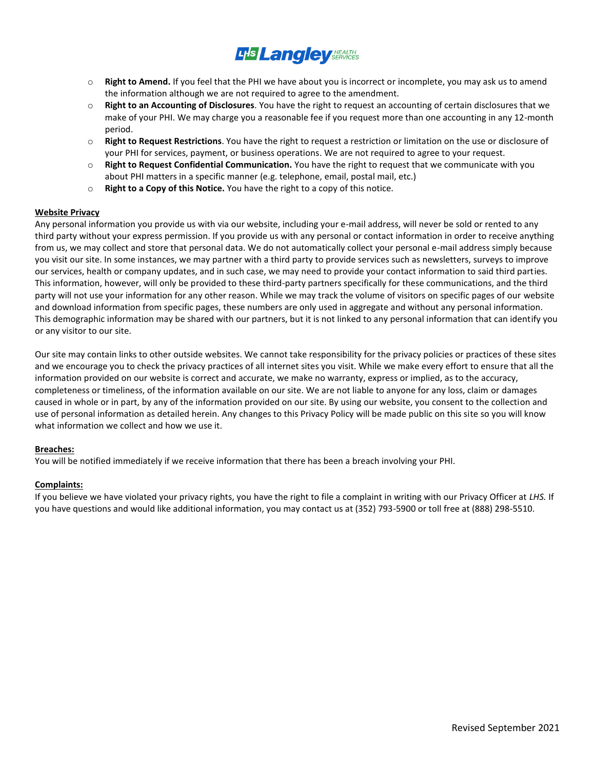- **Right to Amend.** If you feel that the PHI we have about you is incorrect or incomplete, you may ask us to amend the information although we are not required to agree to the amendment.
- **Right to an Accounting of Disclosures**. You have the right to request an accounting of certain disclosures that we make of your PHI. We may charge you a reasonable fee if you request more than one accounting in any 12-month period.
- **Right to Request Restrictions**. You have the right to request a restriction or limitation on the use or disclosure of your PHI for services, payment, or business operations. We are not required to agree to your request.
- **Right to Request Confidential Communication.** You have the right to request that we communicate with you about PHI matters in a specific manner (e.g. telephone, email, postal mail, etc.)
- **Right to a Copy of this Notice.** You have the right to a copy of this notice.

**Website Privacy**

Any personal information you provide us with via our website, including your e-mail address, will never be sold or rented to any third party without your express permission. If you provide us with any personal or contact information in order to receive anything from us, we may collect and store that personal data. We do not automatically collect your personal e-mail address simply because you visit our site. In some instances, we may partner with a third party to provide services such as newsletters, surveys to improve our services, health or company updates, and in such case, we may need to provide your contact information to said third parties. This information, however, will only be provided to these third-party partners specifically for these communications, and the third party will not use your information for any other reason. While we may track the volume of visitors on specific pages of our website and download information from specific pages, these numbers are only used in aggregate and without any personal information. This demographic information may be shared with our partners, but it is not linked to any personal information that can identify you or any visitor to our site.

Our site may contain links to other outside websites. We cannot take responsibility for the privacy policies or practices of these sites and we encourage you to check the privacy practices of all internet sites you visit. While we make every effort to ensure that all the information provided on our website is correct and accurate, we make no warranty, express or implied, as to the accuracy, completeness or timeliness, of the information available on our site. We are not liable to anyone for any loss, claim or damages caused in whole or in part, by any of the information provided on our site. By using our website, you consent to the collection and use of personal information as detailed herein. Any changes to this Privacy Policy will be made public on this site so you will know what information we collect and how we use it.

**Breaches:**

You will be notified immediately if we receive information that there has been a breach involving your PHI.

**Complaints:**

If you believe we have violated your privacy rights, you have the right to file a complaint in writing with our Privacy Officer at *LHS.* If you have questions and would like additional information, you may contact us at (352) 793-5900 or toll free at (888) 298-5510.

Revised September 2021